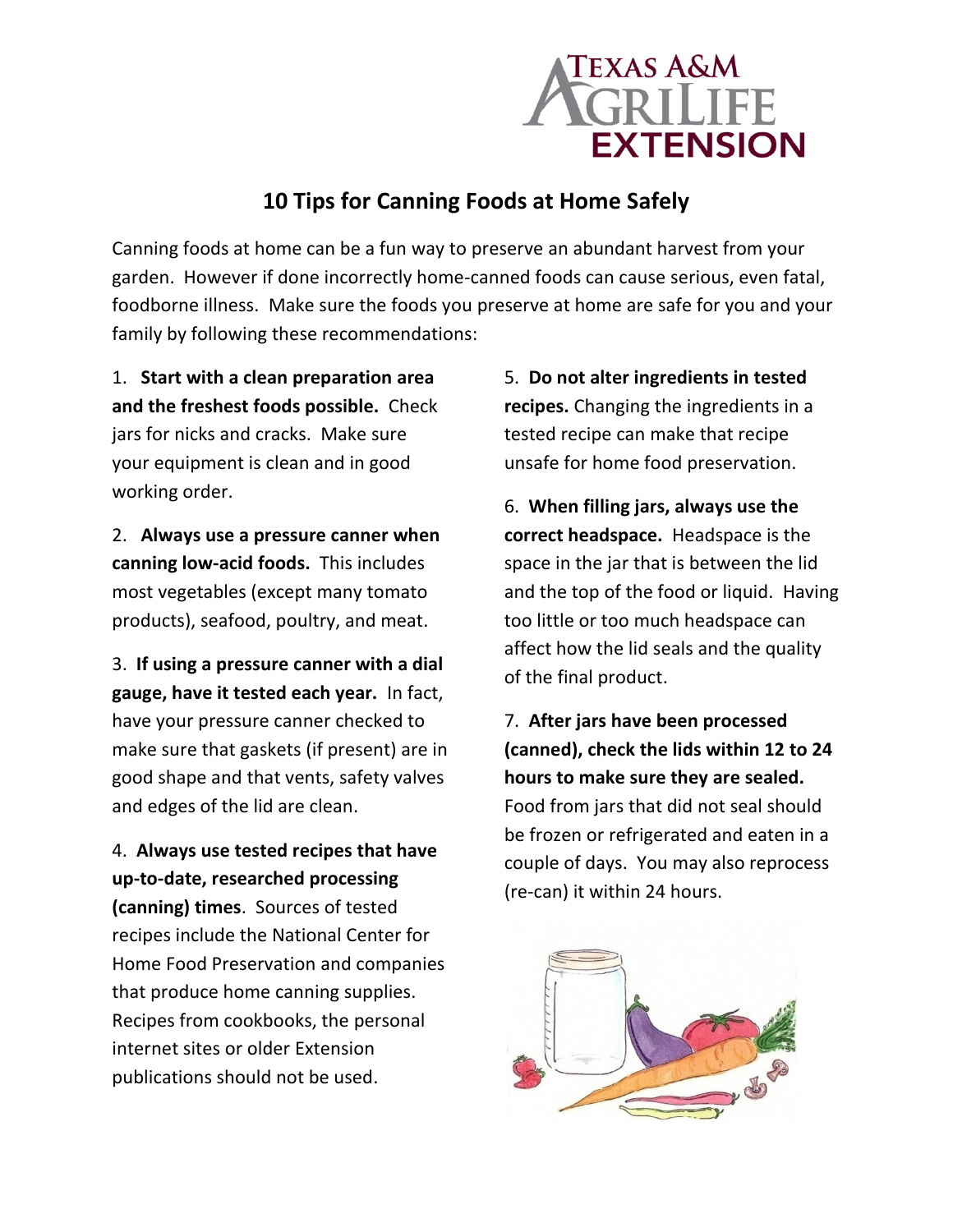# 10 Tips for Canning Foods at Home Safely

Canning foods at home can be a fun way to preserve an abundant harvest from your garden. However if done incorrectly home-canned foods can cause serious, even fatal, foodborne illness. Make sure the foods you preserve at home are safe for you and your family by following these recommendations:

1. **Start with a clean preparation area and the freshest foods possible.** Check jars for nicks and cracks. Make sure your equipment is clean and in good working order.

2. **Always use a pressure canner when canning low-acid foods.** This includes most vegetables (except many tomato products), seafood, poultry, and meat.

3. **If using a pressure canner with a dial gauge, have it tested each year.** In fact, have your pressure canner checked to make sure that gaskets (if present) are in good shape and that vents, safety valves and edges of the lid are clean.

4. **Always use tested recipes that have up-to-date, researched processing (canning) times**. Sources of tested recipes include the National Center for Home Food Preservation and companies that produce home canning supplies. Recipes from cookbooks, the personal internet sites or older Extension publications should not be used.

5. **Do not alter ingredients in tested recipes.** Changing the ingredients in a tested recipe can make that recipe unsafe for home food preservation.

6. **When filling jars, always use the correct headspace.** Headspace is the space in the jar that is between the lid and the top of the food or liquid. Having too little or too much headspace can affect how the lid seals and the quality of the final product.

7. **After jars have been processed (canned), check the lids within 12 to 24 hours to make sure they are sealed.** Food from jars that did not seal should be frozen or refrigerated and eaten in a couple of days. You may also reprocess (re-can) it within 24 hours.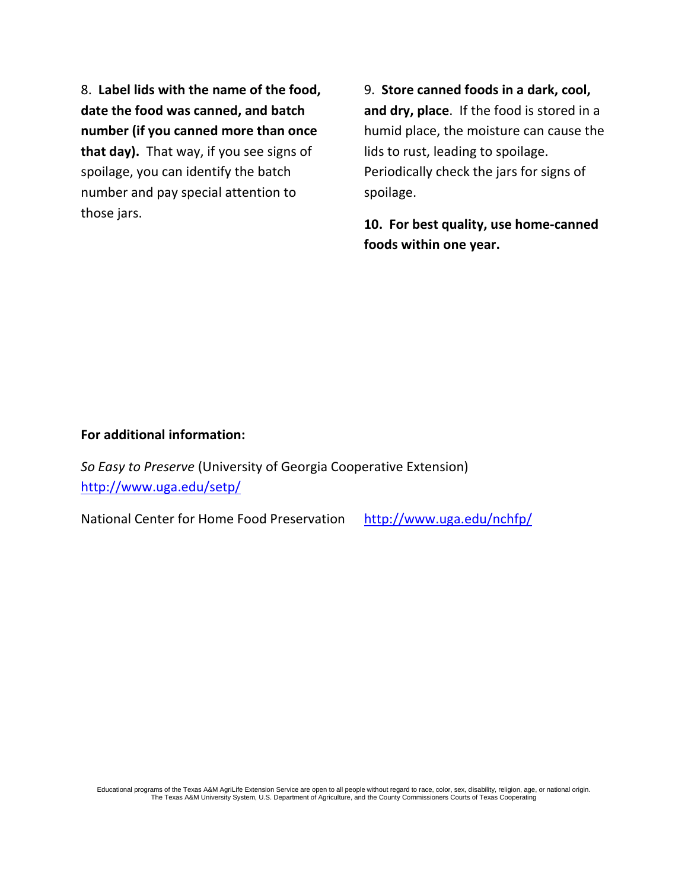8. **Label lids with the name of the food, date the food was canned, and batch number (if you canned more than once that day).** That way, if you see signs of spoilage, you can identify the batch number and pay special attention to those jars.

9. **Store canned foods in a dark, cool, and dry, place**. If the food is stored in a humid place, the moisture can cause the lids to rust, leading to spoilage. Periodically check the jars for signs of spoilage.

10. **For best quality, use home-canned foods within one year.**

**For additional information:**

*So Easy to Preserve* (University of Georgia Cooperative Extension)
http://www.uga.edu/setp/

National Center for Home Food Preservation http://www.uga.edu/nchfp/

Educational programs of the Texas A&M AgriLife Extension Service are open to all people without regard to race, color, sex, disability, religion, age, or national origin.
The Texas A&M University System, U.S. Department of Agriculture, and the County Commissioners Courts of Texas Cooperating